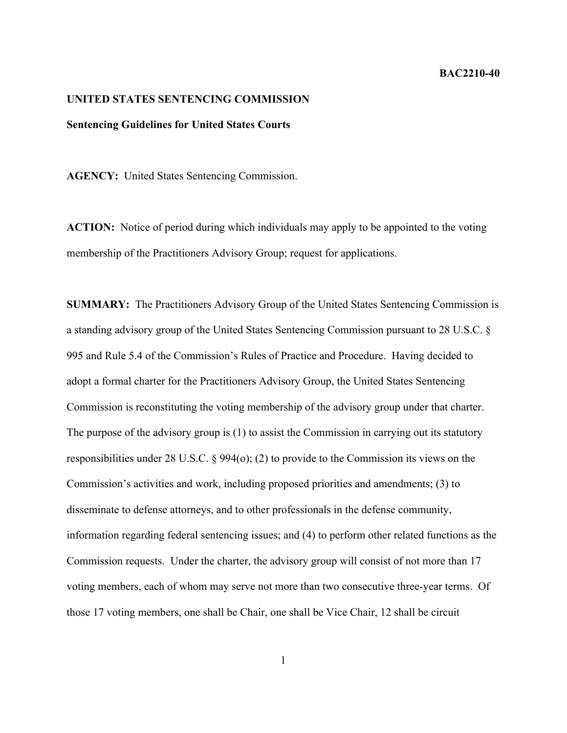**BAC2210-40**

**UNITED STATES SENTENCING COMMISSION**

**Sentencing Guidelines for United States Courts**

**AGENCY:** United States Sentencing Commission.

**ACTION:** Notice of period during which individuals may apply to be appointed to the voting membership of the Practitioners Advisory Group; request for applications.

**SUMMARY:** The Practitioners Advisory Group of the United States Sentencing Commission is a standing advisory group of the United States Sentencing Commission pursuant to 28 U.S.C. § 995 and Rule 5.4 of the Commission's Rules of Practice and Procedure. Having decided to adopt a formal charter for the Practitioners Advisory Group, the United States Sentencing Commission is reconstituting the voting membership of the advisory group under that charter. The purpose of the advisory group is (1) to assist the Commission in carrying out its statutory responsibilities under 28 U.S.C. § 994(o); (2) to provide to the Commission its views on the Commission's activities and work, including proposed priorities and amendments; (3) to disseminate to defense attorneys, and to other professionals in the defense community, information regarding federal sentencing issues; and (4) to perform other related functions as the Commission requests. Under the charter, the advisory group will consist of not more than 17 voting members, each of whom may serve not more than two consecutive three-year terms. Of those 17 voting members, one shall be Chair, one shall be Vice Chair, 12 shall be circuit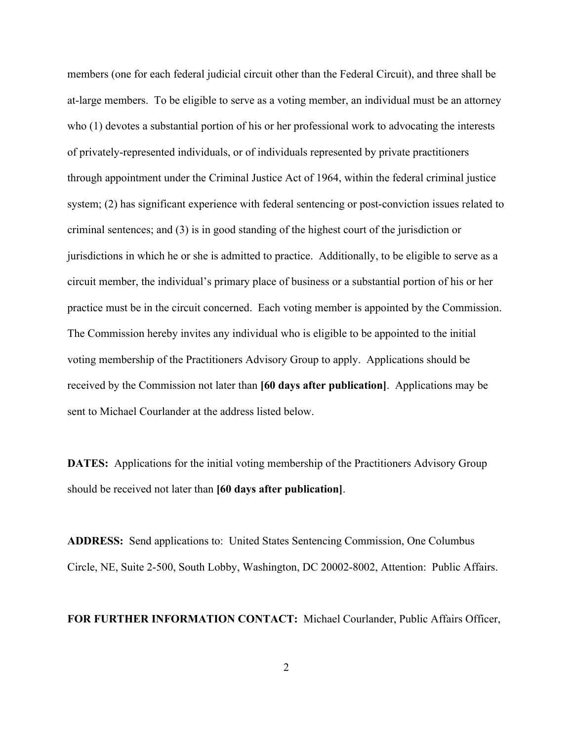members (one for each federal judicial circuit other than the Federal Circuit), and three shall be at-large members. To be eligible to serve as a voting member, an individual must be an attorney who (1) devotes a substantial portion of his or her professional work to advocating the interests of privately-represented individuals, or of individuals represented by private practitioners through appointment under the Criminal Justice Act of 1964, within the federal criminal justice system; (2) has significant experience with federal sentencing or post-conviction issues related to criminal sentences; and (3) is in good standing of the highest court of the jurisdiction or jurisdictions in which he or she is admitted to practice. Additionally, to be eligible to serve as a circuit member, the individual's primary place of business or a substantial portion of his or her practice must be in the circuit concerned. Each voting member is appointed by the Commission. The Commission hereby invites any individual who is eligible to be appointed to the initial voting membership of the Practitioners Advisory Group to apply. Applications should be received by the Commission not later than **[60 days after publication]**. Applications may be sent to Michael Courlander at the address listed below.

**DATES:** Applications for the initial voting membership of the Practitioners Advisory Group should be received not later than **[60 days after publication]**.

**ADDRESS:** Send applications to: United States Sentencing Commission, One Columbus Circle, NE, Suite 2-500, South Lobby, Washington, DC 20002-8002, Attention: Public Affairs.

**FOR FURTHER INFORMATION CONTACT:** Michael Courlander, Public Affairs Officer,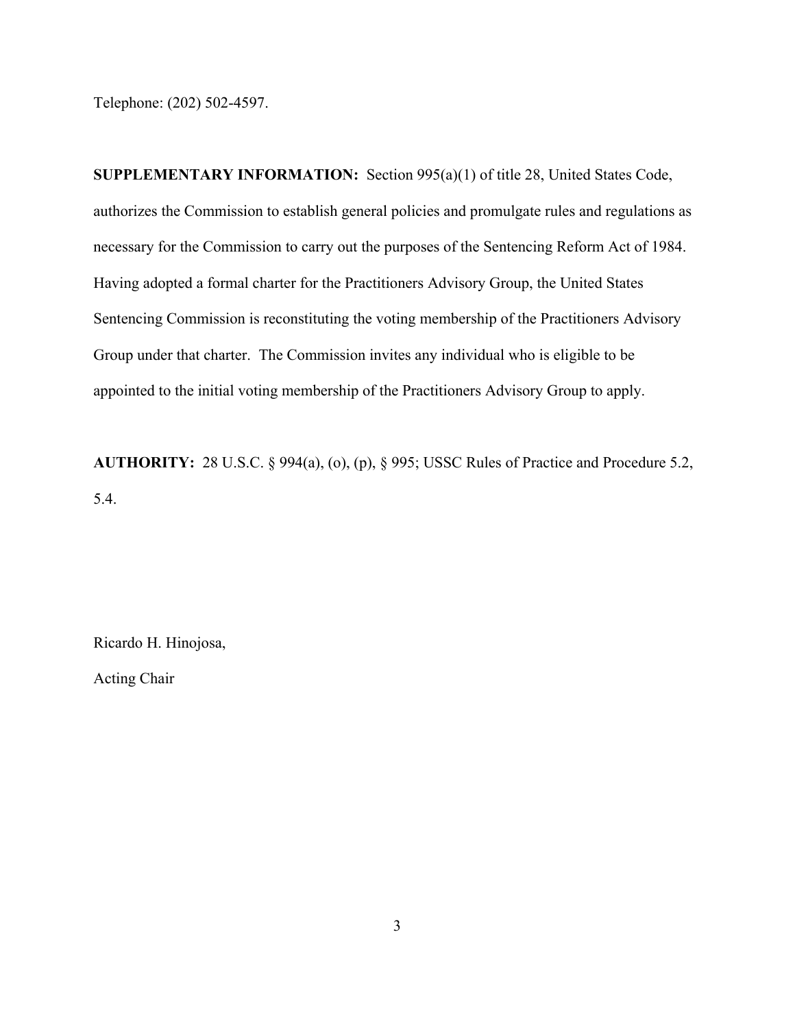Telephone: (202) 502-4597.

**SUPPLEMENTARY INFORMATION:** Section 995(a)(1) of title 28, United States Code, authorizes the Commission to establish general policies and promulgate rules and regulations as necessary for the Commission to carry out the purposes of the Sentencing Reform Act of 1984. Having adopted a formal charter for the Practitioners Advisory Group, the United States Sentencing Commission is reconstituting the voting membership of the Practitioners Advisory Group under that charter. The Commission invites any individual who is eligible to be appointed to the initial voting membership of the Practitioners Advisory Group to apply.

**AUTHORITY:** 28 U.S.C. § 994(a), (o), (p), § 995; USSC Rules of Practice and Procedure 5.2, 5.4.

Ricardo H. Hinojosa,

Acting Chair